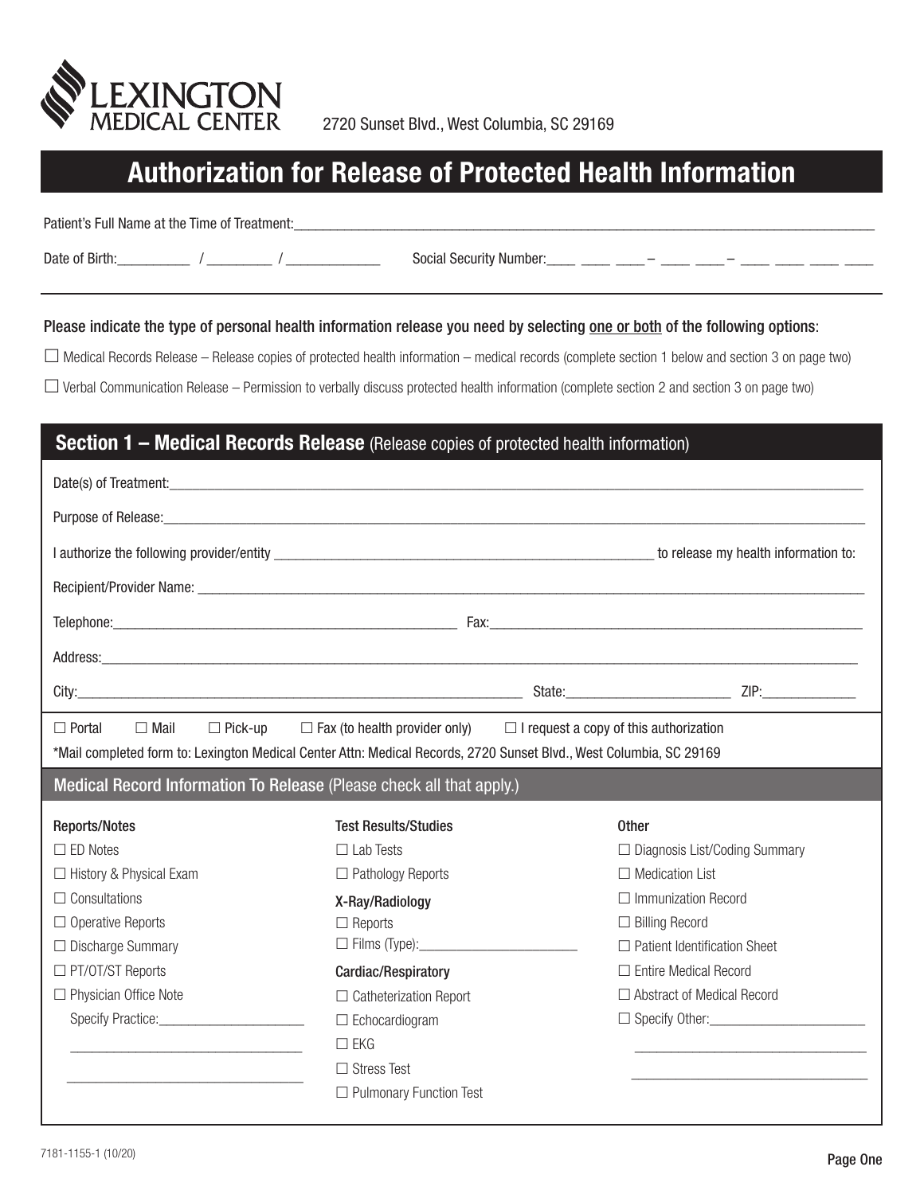LEXINGTON MEDICAL CENTER

2720 Sunset Blvd., West Columbia, SC 29169

# Authorization for Release of Protected Health Information

Patient's Full Name at the Time of Treatment:________________________________________

Date of Birth:__________ / _________ / _____________ Social Security Number:____ ____ ____ – ____ ____ – ____ ____ ____ ____

Please indicate the type of personal health information release you need by selecting one or both of the following options:

☐ Medical Records Release – Release copies of protected health information – medical records (complete section 1 below and section 3 on page two)

☐ Verbal Communication Release – Permission to verbally discuss protected health information (complete section 2 and section 3 on page two)

## Section 1 – Medical Records Release (Release copies of protected health information)

Date(s) of Treatment:________________________________________

Purpose of Release:________________________________________

I authorize the following provider/entity ______________________________ to release my health information to:

Recipient/Provider Name: ________________________________________

Telephone:_________________________ Fax:_________________________

Address:________________________________________

City:_________________________ State:____________ ZIP:____________

☐ Portal ☐ Mail ☐ Pick-up ☐ Fax (to health provider only) ☐ I request a copy of this authorization

*Mail completed form to: Lexington Medical Center Attn: Medical Records, 2720 Sunset Blvd., West Columbia, SC 29169

### Medical Record Information To Release (Please check all that apply.)

**Reports/Notes**

- ☐ ED Notes
- ☐ History & Physical Exam
- ☐ Consultations
- ☐ Operative Reports
- ☐ Discharge Summary
- ☐ PT/OT/ST Reports
- ☐ Physician Office Note

Specify Practice:____________________

________________________________

________________________________

**Test Results/Studies**

- ☐ Lab Tests
- ☐ Pathology Reports

**X-Ray/Radiology**

- ☐ Reports
- ☐ Films (Type):____________________

**Cardiac/Respiratory**

- ☐ Catheterization Report
- ☐ Echocardiogram
- ☐ EKG
- ☐ Stress Test
- ☐ Pulmonary Function Test

**Other**

- ☐ Diagnosis List/Coding Summary
- ☐ Medication List
- ☐ Immunization Record
- ☐ Billing Record
- ☐ Patient Identification Sheet
- ☐ Entire Medical Record
- ☐ Abstract of Medical Record
- ☐ Specify Other:____________________

________________________________

________________________________

7181-1155-1 (10/20)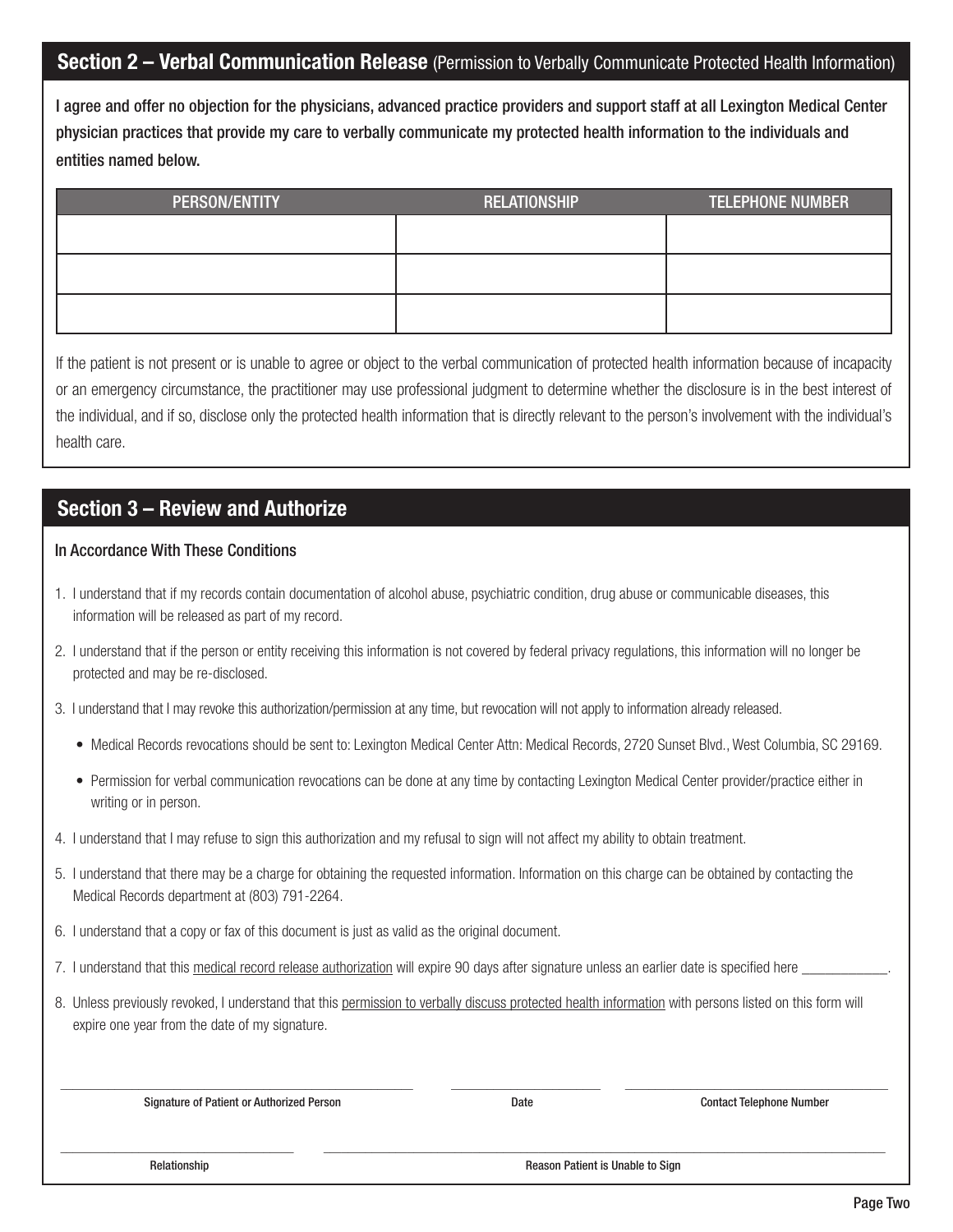## Section 2 – Verbal Communication Release (Permission to Verbally Communicate Protected Health Information)

I agree and offer no objection for the physicians, advanced practice providers and support staff at all Lexington Medical Center physician practices that provide my care to verbally communicate my protected health information to the individuals and entities named below.

| PERSON/ENTITY | RELATIONSHIP | TELEPHONE NUMBER |
|---|---|---|
| | | |
| | | |
| | | |

If the patient is not present or is unable to agree or object to the verbal communication of protected health information because of incapacity or an emergency circumstance, the practitioner may use professional judgment to determine whether the disclosure is in the best interest of the individual, and if so, disclose only the protected health information that is directly relevant to the person's involvement with the individual's health care.

## Section 3 – Review and Authorize

In Accordance With These Conditions

1. I understand that if my records contain documentation of alcohol abuse, psychiatric condition, drug abuse or communicable diseases, this information will be released as part of my record.
2. I understand that if the person or entity receiving this information is not covered by federal privacy regulations, this information will no longer be protected and may be re-disclosed.
3. I understand that I may revoke this authorization/permission at any time, but revocation will not apply to information already released.
   - Medical Records revocations should be sent to: Lexington Medical Center Attn: Medical Records, 2720 Sunset Blvd., West Columbia, SC 29169.
   - Permission for verbal communication revocations can be done at any time by contacting Lexington Medical Center provider/practice either in writing or in person.
4. I understand that I may refuse to sign this authorization and my refusal to sign will not affect my ability to obtain treatment.
5. I understand that there may be a charge for obtaining the requested information. Information on this charge can be obtained by contacting the Medical Records department at (803) 791-2264.
6. I understand that a copy or fax of this document is just as valid as the original document.
7. I understand that this medical record release authorization will expire 90 days after signature unless an earlier date is specified here ____________.
8. Unless previously revoked, I understand that this permission to verbally discuss protected health information with persons listed on this form will expire one year from the date of my signature.

_______________________________ Signature of Patient or Authorized Person

_______________ Date

_______________________ Contact Telephone Number

_______________________ Relationship

_______________________________ Reason Patient is Unable to Sign